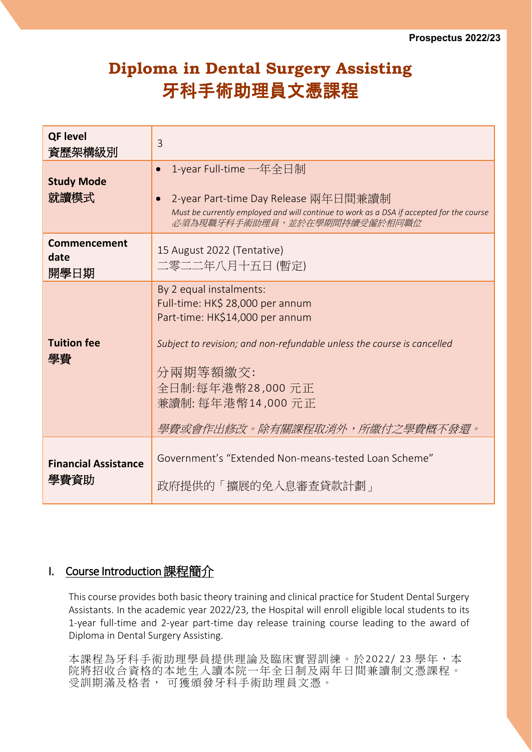# Diploma in Dental Surgery Assisting
# 牙科手術助理員文憑課程

| **QF level**<br>**資歷架構級別** | 3 |
|---|---|
| **Study Mode**<br>**就讀模式** | • 1-year Full-time 一年全日制<br>• 2-year Part-time Day Release 兩年日間兼讀制<br>*Must be currently employed and will continue to work as a DSA if accepted for the course*<br>*必須為現職牙科手術助理員，並於在學期間持續受僱於相同職位* |
| **Commencement date**<br>**開學日期** | 15 August 2022 (Tentative)<br>二零二二年八月十五日 (暫定) |
| **Tuition fee**<br>**學費** | By 2 equal instalments:<br>Full-time: HK$ 28,000 per annum<br>Part-time: HK$14,000 per annum<br><br>*Subject to revision; and non-refundable unless the course is cancelled*<br><br>分兩期等額繳交:<br>全日制:每年港幣28,000 元正<br>兼讀制: 每年港幣14,000 元正<br><br>*學費或會作出修改。除有關課程取消外，所繳付之學費概不發還。* |
| **Financial Assistance**<br>**學費資助** | Government's "Extended Non-means-tested Loan Scheme"<br><br>政府提供的「擴展的免入息審查貸款計劃」 |

## I. Course Introduction 課程簡介

This course provides both basic theory training and clinical practice for Student Dental Surgery Assistants. In the academic year 2022/23, the Hospital will enroll eligible local students to its 1-year full-time and 2-year part-time day release training course leading to the award of Diploma in Dental Surgery Assisting.

本課程為牙科手術助理學員提供理論及臨床實習訓練。於2022/ 23 學年，本院將招收合資格的本地生入讀本院一年全日制及兩年日間兼讀制文憑課程。受訓期滿及格者， 可獲頒發牙科手術助理員文憑。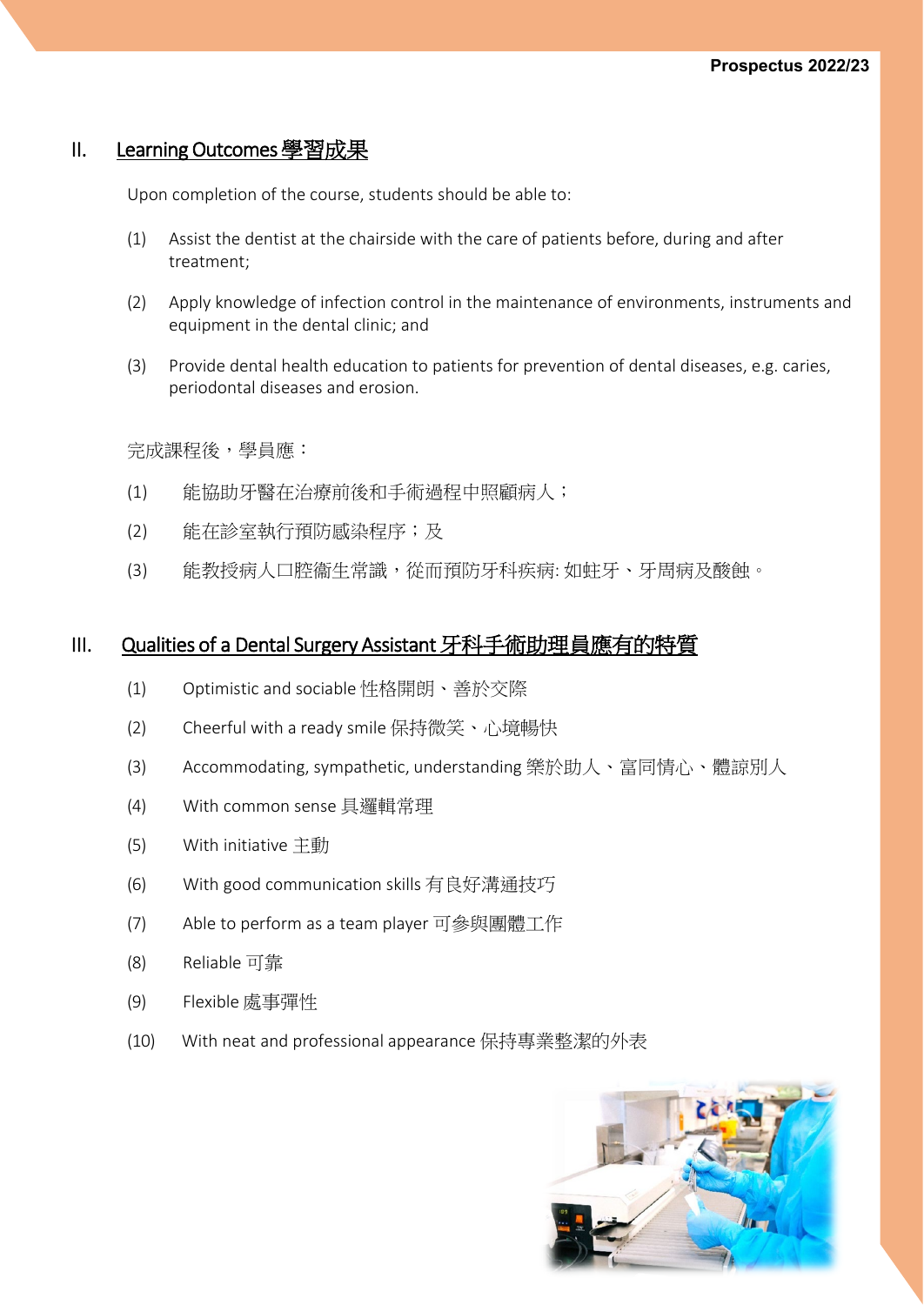## II. Learning Outcomes 學習成果

Upon completion of the course, students should be able to:

(1) Assist the dentist at the chairside with the care of patients before, during and after treatment;

(2) Apply knowledge of infection control in the maintenance of environments, instruments and equipment in the dental clinic; and

(3) Provide dental health education to patients for prevention of dental diseases, e.g. caries, periodontal diseases and erosion.

完成課程後，學員應：

(1) 能協助牙醫在治療前後和手術過程中照顧病人；

(2) 能在診室執行預防感染程序；及

(3) 能教授病人口腔衞生常識，從而預防牙科疾病: 如蛀牙、牙周病及酸蝕。

## III. Qualities of a Dental Surgery Assistant 牙科手術助理員應有的特質

(1) Optimistic and sociable 性格開朗、善於交際

(2) Cheerful with a ready smile 保持微笑、心境暢快

(3) Accommodating, sympathetic, understanding 樂於助人、富同情心、體諒別人

(4) With common sense 具邏輯常理

(5) With initiative 主動

(6) With good communication skills 有良好溝通技巧

(7) Able to perform as a team player 可參與團體工作

(8) Reliable 可靠

(9) Flexible 處事彈性

(10) With neat and professional appearance 保持專業整潔的外表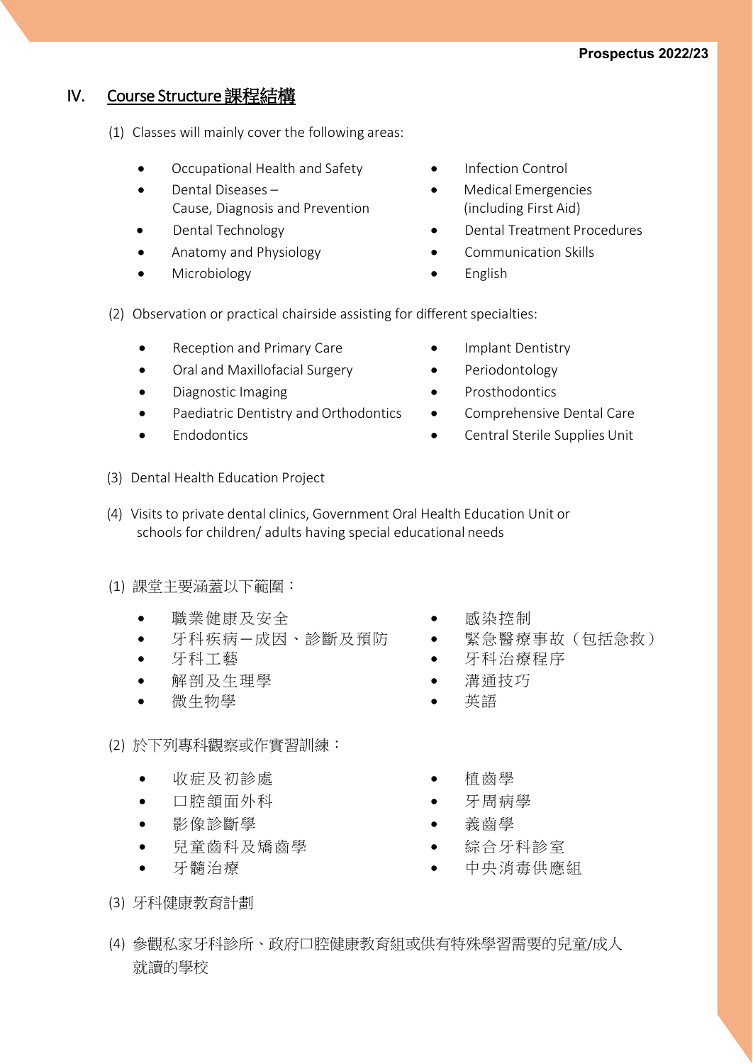## IV. Course Structure 課程結構

(1) Classes will mainly cover the following areas:

- Occupational Health and Safety
- Dental Diseases – Cause, Diagnosis and Prevention
- Dental Technology
- Anatomy and Physiology
- Microbiology
- Infection Control
- Medical Emergencies (including First Aid)
- Dental Treatment Procedures
- Communication Skills
- English

(2) Observation or practical chairside assisting for different specialties:

- Reception and Primary Care
- Oral and Maxillofacial Surgery
- Diagnostic Imaging
- Paediatric Dentistry and Orthodontics
- Endodontics
- Implant Dentistry
- Periodontology
- Prosthodontics
- Comprehensive Dental Care
- Central Sterile Supplies Unit

(3) Dental Health Education Project

(4) Visits to private dental clinics, Government Oral Health Education Unit or schools for children/ adults having special educational needs

(1) 課堂主要涵蓋以下範圍：

- 職業健康及安全
- 牙科疾病－成因、診斷及預防
- 牙科工藝
- 解剖及生理學
- 微生物學
- 感染控制
- 緊急醫療事故（包括急救）
- 牙科治療程序
- 溝通技巧
- 英語

(2) 於下列專科觀察或作實習訓練：

- 收症及初診處
- 口腔頜面外科
- 影像診斷學
- 兒童齒科及矯齒學
- 牙髓治療
- 植齒學
- 牙周病學
- 義齒學
- 綜合牙科診室
- 中央消毒供應組

(3) 牙科健康教育計劃

(4) 參觀私家牙科診所、政府口腔健康教育組或供有特殊學習需要的兒童/成人就讀的學校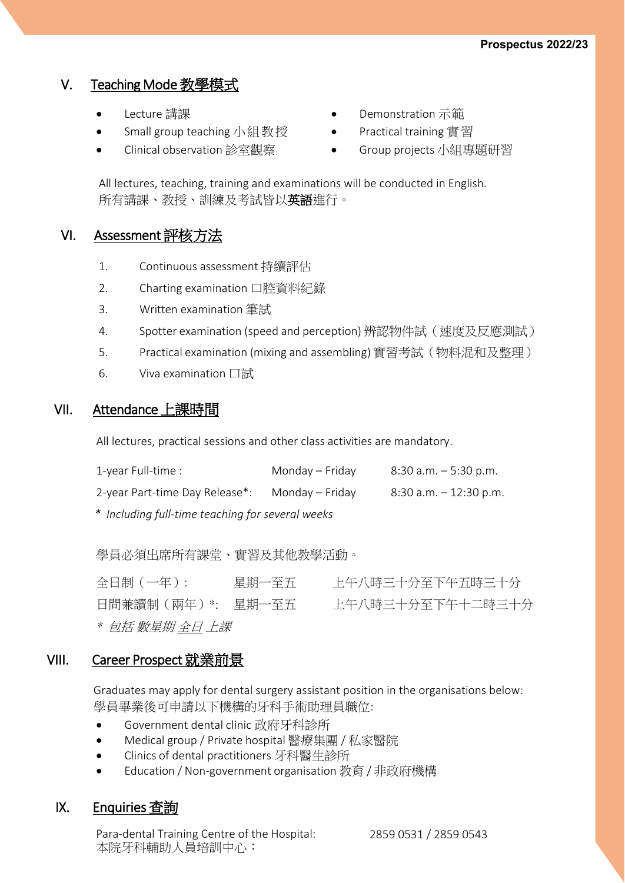## V. Teaching Mode 教學模式

- Lecture 講課
- Small group teaching 小組教授
- Clinical observation 診室觀察
- Demonstration 示範
- Practical training 實習
- Group projects 小組專題研習

All lectures, teaching, training and examinations will be conducted in English.
所有講課、教授、訓練及考試皆以**英語**進行。

## VI. Assessment 評核方法

1. Continuous assessment 持續評估
2. Charting examination 口腔資料紀錄
3. Written examination 筆試
4. Spotter examination (speed and perception) 辨認物件試（速度及反應測試）
5. Practical examination (mixing and assembling) 實習考試（物料混和及整理）
6. Viva examination 口試

## VII. Attendance 上課時間

All lectures, practical sessions and other class activities are mandatory.

| | | |
|---|---|---|
| 1-year Full-time : | Monday – Friday | 8:30 a.m. – 5:30 p.m. |
| 2-year Part-time Day Release*: | Monday – Friday | 8:30 a.m. – 12:30 p.m. |

*\* Including full-time teaching for several weeks*

學員必須出席所有課堂、實習及其他教學活動。

| | | |
|---|---|---|
| 全日制（一年）: | 星期一至五 | 上午八時三十分至下午五時三十分 |
| 日間兼讀制（兩年）*: | 星期一至五 | 上午八時三十分至下午十二時三十分 |

*\* 包括 數星期 全日 上課*

## VIII. Career Prospect 就業前景

Graduates may apply for dental surgery assistant position in the organisations below:
學員畢業後可申請以下機構的牙科手術助理員職位:

- Government dental clinic 政府牙科診所
- Medical group / Private hospital 醫療集團 / 私家醫院
- Clinics of dental practitioners 牙科醫生診所
- Education / Non-government organisation 教育 / 非政府機構

## IX. Enquiries 查詢

Para-dental Training Centre of the Hospital:
本院牙科輔助人員培訓中心： 2859 0531 / 2859 0543